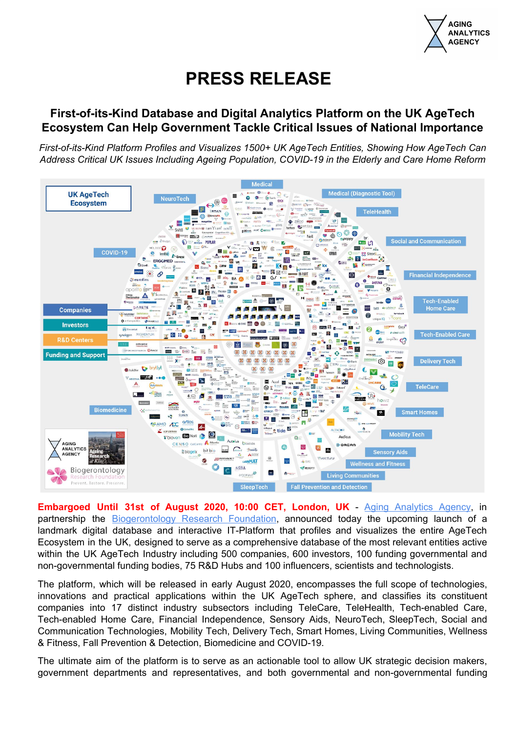# PRESS RELEASE

## First-of-its-Kind Database and Digital Analytics Platform on the UK AgeTech Ecosystem Can Help Government Tackle Critical Issues of National Importance

*First-of-its-Kind Platform Profiles and Visualizes 1500+ UK AgeTech Entities, Showing How AgeTech Can Address Critical UK Issues Including Ageing Population, COVID-19 in the Elderly and Care Home Reform*

**Embargoed Until 31st of August 2020, 10:00 CET, London, UK** - Aging Analytics Agency, in partnership the Biogerontology Research Foundation, announced today the upcoming launch of a landmark digital database and interactive IT-Platform that profiles and visualizes the entire AgeTech Ecosystem in the UK, designed to serve as a comprehensive database of the most relevant entities active within the UK AgeTech Industry including 500 companies, 600 investors, 100 funding governmental and non-governmental funding bodies, 75 R&D Hubs and 100 influencers, scientists and technologists.

The platform, which will be released in early August 2020, encompasses the full scope of technologies, innovations and practical applications within the UK AgeTech sphere, and classifies its constituent companies into 17 distinct industry subsectors including TeleCare, TeleHealth, Tech-enabled Care, Tech-enabled Home Care, Financial Independence, Sensory Aids, NeuroTech, SleepTech, Social and Communication Technologies, Mobility Tech, Delivery Tech, Smart Homes, Living Communities, Wellness & Fitness, Fall Prevention & Detection, Biomedicine and COVID-19.

The ultimate aim of the platform is to serve as an actionable tool to allow UK strategic decision makers, government departments and representatives, and both governmental and non-governmental funding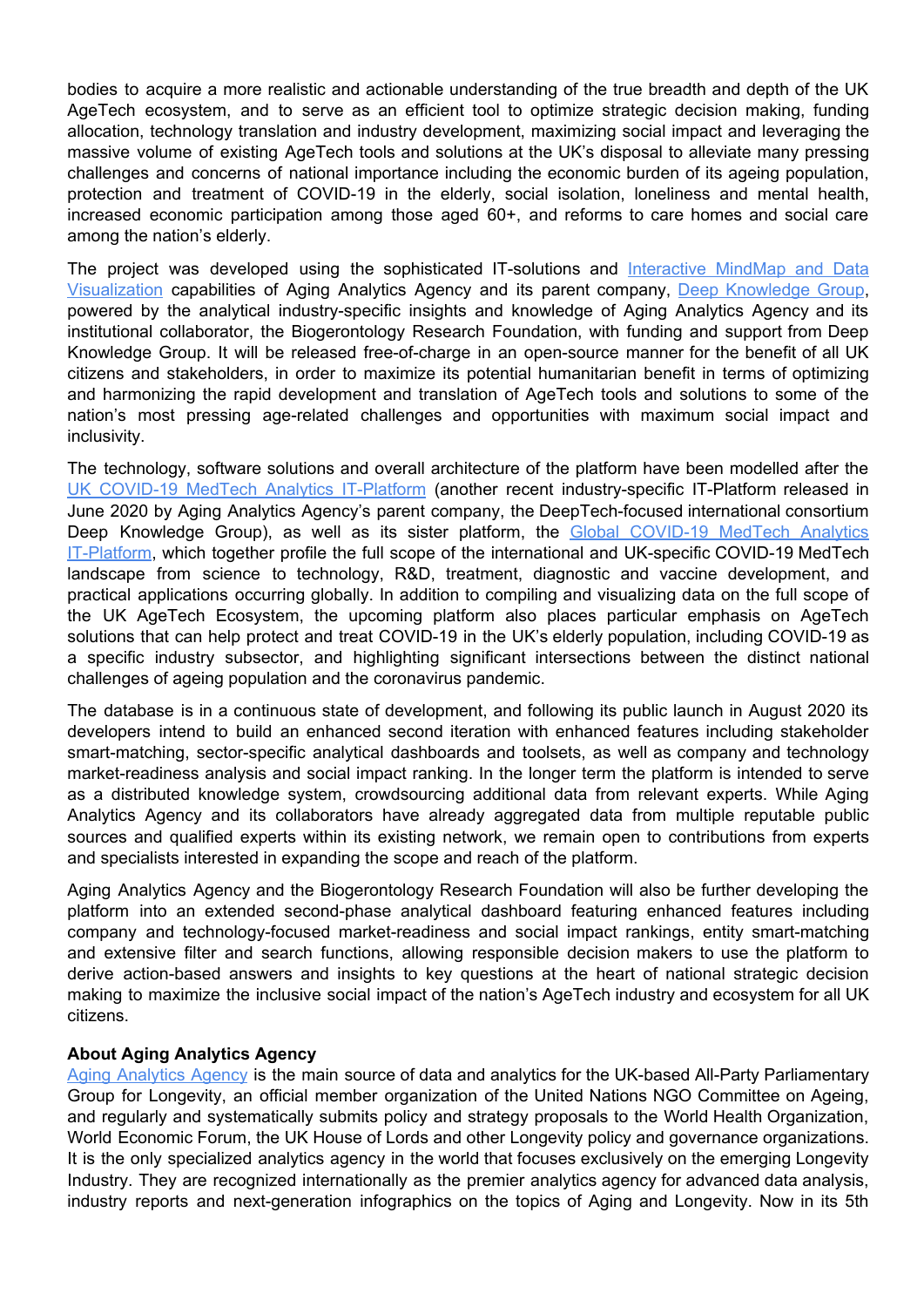bodies to acquire a more realistic and actionable understanding of the true breadth and depth of the UK AgeTech ecosystem, and to serve as an efficient tool to optimize strategic decision making, funding allocation, technology translation and industry development, maximizing social impact and leveraging the massive volume of existing AgeTech tools and solutions at the UK's disposal to alleviate many pressing challenges and concerns of national importance including the economic burden of its ageing population, protection and treatment of COVID-19 in the elderly, social isolation, loneliness and mental health, increased economic participation among those aged 60+, and reforms to care homes and social care among the nation's elderly.

The project was developed using the sophisticated IT-solutions and [Interactive MindMap and Data Visualization]() capabilities of Aging Analytics Agency and its parent company, [Deep Knowledge Group](), powered by the analytical industry-specific insights and knowledge of Aging Analytics Agency and its institutional collaborator, the Biogerontology Research Foundation, with funding and support from Deep Knowledge Group. It will be released free-of-charge in an open-source manner for the benefit of all UK citizens and stakeholders, in order to maximize its potential humanitarian benefit in terms of optimizing and harmonizing the rapid development and translation of AgeTech tools and solutions to some of the nation's most pressing age-related challenges and opportunities with maximum social impact and inclusivity.

The technology, software solutions and overall architecture of the platform have been modelled after the [UK COVID-19 MedTech Analytics IT-Platform]() (another recent industry-specific IT-Platform released in June 2020 by Aging Analytics Agency's parent company, the DeepTech-focused international consortium Deep Knowledge Group), as well as its sister platform, the [Global COVID-19 MedTech Analytics IT-Platform](), which together profile the full scope of the international and UK-specific COVID-19 MedTech landscape from science to technology, R&D, treatment, diagnostic and vaccine development, and practical applications occurring globally. In addition to compiling and visualizing data on the full scope of the UK AgeTech Ecosystem, the upcoming platform also places particular emphasis on AgeTech solutions that can help protect and treat COVID-19 in the UK's elderly population, including COVID-19 as a specific industry subsector, and highlighting significant intersections between the distinct national challenges of ageing population and the coronavirus pandemic.

The database is in a continuous state of development, and following its public launch in August 2020 its developers intend to build an enhanced second iteration with enhanced features including stakeholder smart-matching, sector-specific analytical dashboards and toolsets, as well as company and technology market-readiness analysis and social impact ranking. In the longer term the platform is intended to serve as a distributed knowledge system, crowdsourcing additional data from relevant experts. While Aging Analytics Agency and its collaborators have already aggregated data from multiple reputable public sources and qualified experts within its existing network, we remain open to contributions from experts and specialists interested in expanding the scope and reach of the platform.

Aging Analytics Agency and the Biogerontology Research Foundation will also be further developing the platform into an extended second-phase analytical dashboard featuring enhanced features including company and technology-focused market-readiness and social impact rankings, entity smart-matching and extensive filter and search functions, allowing responsible decision makers to use the platform to derive action-based answers and insights to key questions at the heart of national strategic decision making to maximize the inclusive social impact of the nation's AgeTech industry and ecosystem for all UK citizens.

**About Aging Analytics Agency**

[Aging Analytics Agency]() is the main source of data and analytics for the UK-based All-Party Parliamentary Group for Longevity, an official member organization of the United Nations NGO Committee on Ageing, and regularly and systematically submits policy and strategy proposals to the World Health Organization, World Economic Forum, the UK House of Lords and other Longevity policy and governance organizations. It is the only specialized analytics agency in the world that focuses exclusively on the emerging Longevity Industry. They are recognized internationally as the premier analytics agency for advanced data analysis, industry reports and next-generation infographics on the topics of Aging and Longevity. Now in its 5th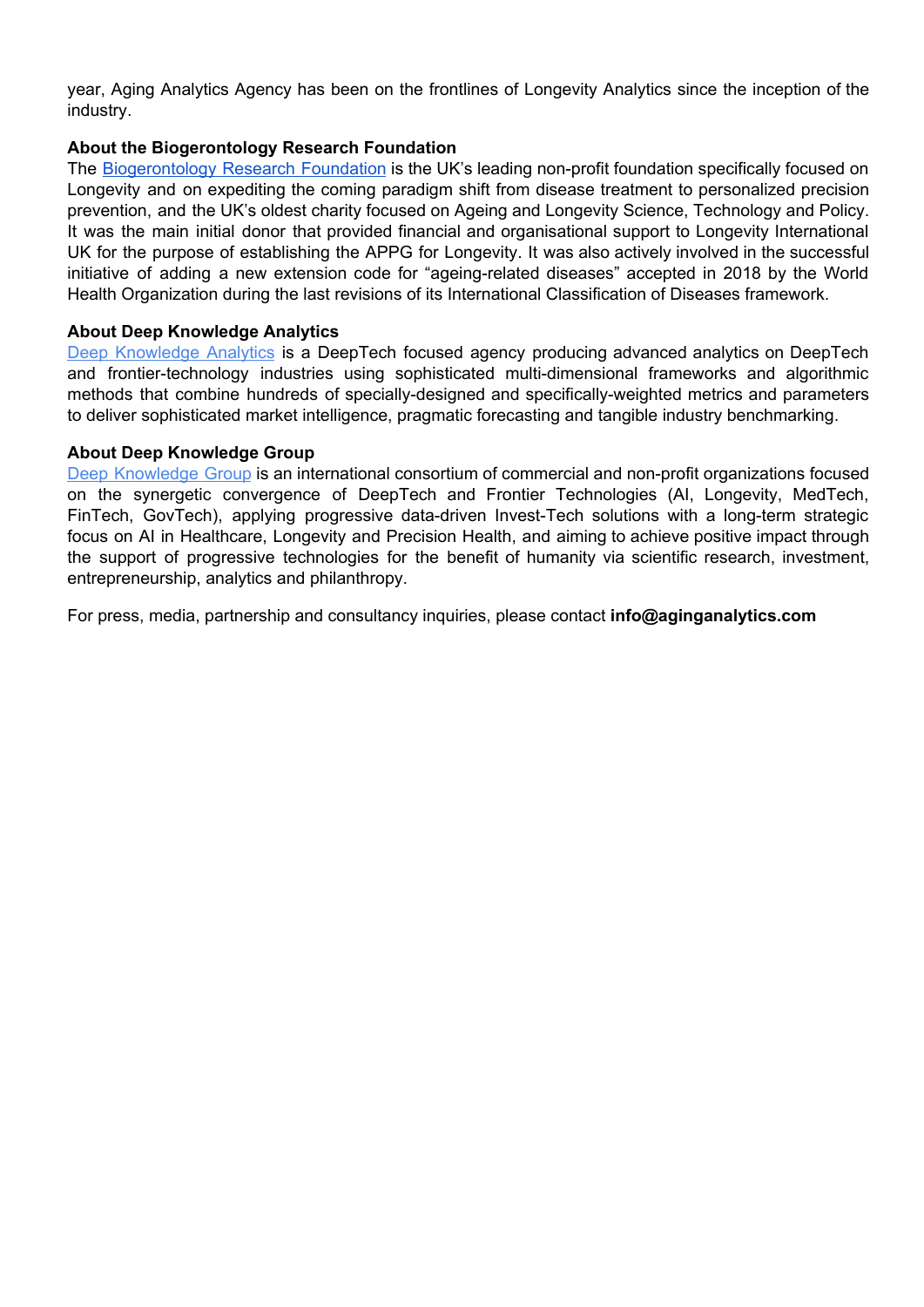year, Aging Analytics Agency has been on the frontlines of Longevity Analytics since the inception of the industry.

**About the Biogerontology Research Foundation**

The Biogerontology Research Foundation is the UK's leading non-profit foundation specifically focused on Longevity and on expediting the coming paradigm shift from disease treatment to personalized precision prevention, and the UK's oldest charity focused on Ageing and Longevity Science, Technology and Policy. It was the main initial donor that provided financial and organisational support to Longevity International UK for the purpose of establishing the APPG for Longevity. It was also actively involved in the successful initiative of adding a new extension code for "ageing-related diseases" accepted in 2018 by the World Health Organization during the last revisions of its International Classification of Diseases framework.

**About Deep Knowledge Analytics**

Deep Knowledge Analytics is a DeepTech focused agency producing advanced analytics on DeepTech and frontier-technology industries using sophisticated multi-dimensional frameworks and algorithmic methods that combine hundreds of specially-designed and specifically-weighted metrics and parameters to deliver sophisticated market intelligence, pragmatic forecasting and tangible industry benchmarking.

**About Deep Knowledge Group**

Deep Knowledge Group is an international consortium of commercial and non-profit organizations focused on the synergetic convergence of DeepTech and Frontier Technologies (AI, Longevity, MedTech, FinTech, GovTech), applying progressive data-driven Invest-Tech solutions with a long-term strategic focus on AI in Healthcare, Longevity and Precision Health, and aiming to achieve positive impact through the support of progressive technologies for the benefit of humanity via scientific research, investment, entrepreneurship, analytics and philanthropy.

For press, media, partnership and consultancy inquiries, please contact **info@aginganalytics.com**